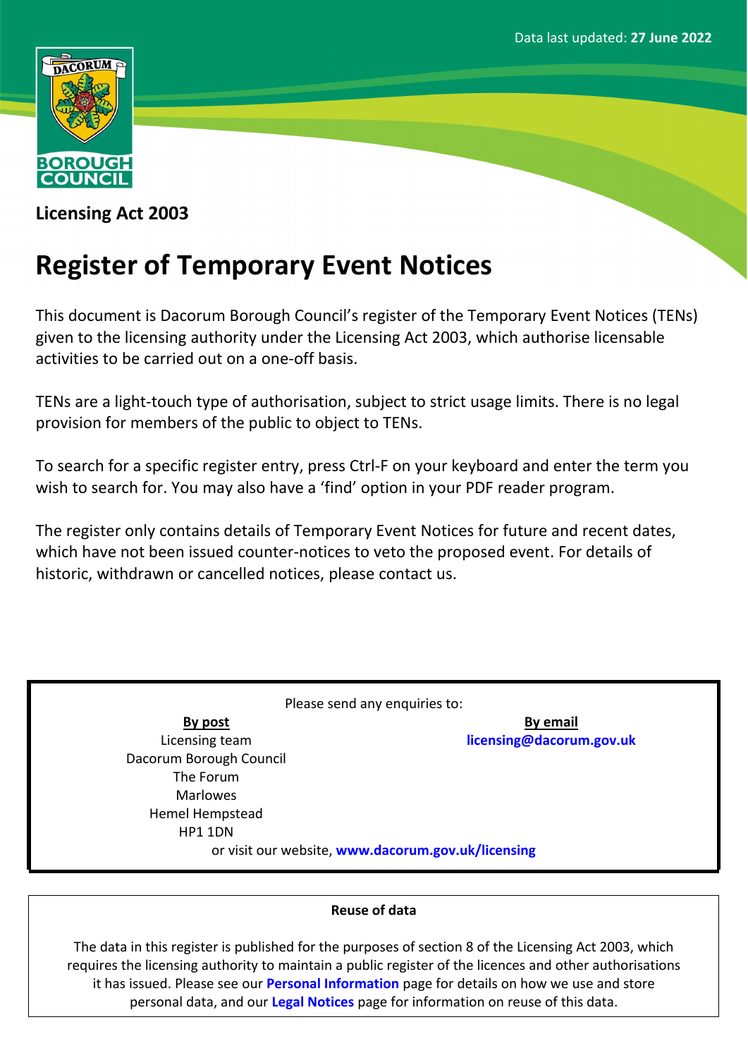Data last updated: **27 June 2022**

**Licensing Act 2003**

# Register of Temporary Event Notices

This document is Dacorum Borough Council's register of the Temporary Event Notices (TENs) given to the licensing authority under the Licensing Act 2003, which authorise licensable activities to be carried out on a one-off basis.

TENs are a light-touch type of authorisation, subject to strict usage limits. There is no legal provision for members of the public to object to TENs.

To search for a specific register entry, press Ctrl-F on your keyboard and enter the term you wish to search for. You may also have a 'find' option in your PDF reader program.

The register only contains details of Temporary Event Notices for future and recent dates, which have not been issued counter-notices to veto the proposed event. For details of historic, withdrawn or cancelled notices, please contact us.

Please send any enquiries to:

**By post**
Licensing team
Dacorum Borough Council
The Forum
Marlowes
Hemel Hempstead
HP1 1DN

**By email**
**licensing@dacorum.gov.uk**

or visit our website, **www.dacorum.gov.uk/licensing**

**Reuse of data**

The data in this register is published for the purposes of section 8 of the Licensing Act 2003, which requires the licensing authority to maintain a public register of the licences and other authorisations it has issued. Please see our **Personal Information** page for details on how we use and store personal data, and our **Legal Notices** page for information on reuse of this data.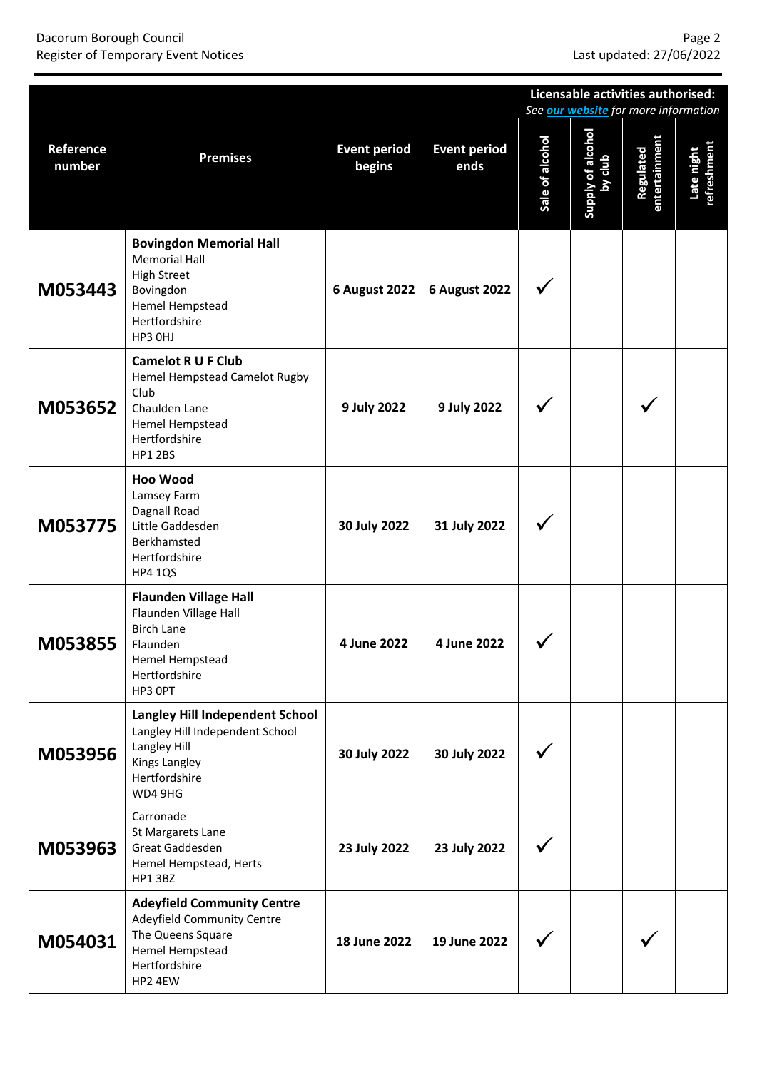| Reference number | Premises | Event period begins | Event period ends | Licensable activities authorised: *See [our website](#) for more information* | | | |
|---|---|---|---|---|---|---|---|
| | | | | Sale of alcohol | Supply of alcohol by club | Regulated entertainment | Late night refreshment |
| **M053443** | **Bovingdon Memorial Hall**<br>Memorial Hall<br>High Street<br>Bovingdon<br>Hemel Hempstead<br>Hertfordshire<br>HP3 0HJ | **6 August 2022** | **6 August 2022** | ✓ | | | |
| **M053652** | **Camelot R U F Club**<br>Hemel Hempstead Camelot Rugby Club<br>Chaulden Lane<br>Hemel Hempstead<br>Hertfordshire<br>HP1 2BS | **9 July 2022** | **9 July 2022** | ✓ | | ✓ | |
| **M053775** | **Hoo Wood**<br>Lamsey Farm<br>Dagnall Road<br>Little Gaddesden<br>Berkhamsted<br>Hertfordshire<br>HP4 1QS | **30 July 2022** | **31 July 2022** | ✓ | | | |
| **M053855** | **Flaunden Village Hall**<br>Flaunden Village Hall<br>Birch Lane<br>Flaunden<br>Hemel Hempstead<br>Hertfordshire<br>HP3 0PT | **4 June 2022** | **4 June 2022** | ✓ | | | |
| **M053956** | **Langley Hill Independent School**<br>Langley Hill Independent School<br>Langley Hill<br>Kings Langley<br>Hertfordshire<br>WD4 9HG | **30 July 2022** | **30 July 2022** | ✓ | | | |
| **M053963** | Carronade<br>St Margarets Lane<br>Great Gaddesden<br>Hemel Hempstead, Herts<br>HP1 3BZ | **23 July 2022** | **23 July 2022** | ✓ | | | |
| **M054031** | **Adeyfield Community Centre**<br>Adeyfield Community Centre<br>The Queens Square<br>Hemel Hempstead<br>Hertfordshire<br>HP2 4EW | **18 June 2022** | **19 June 2022** | ✓ | | ✓ | |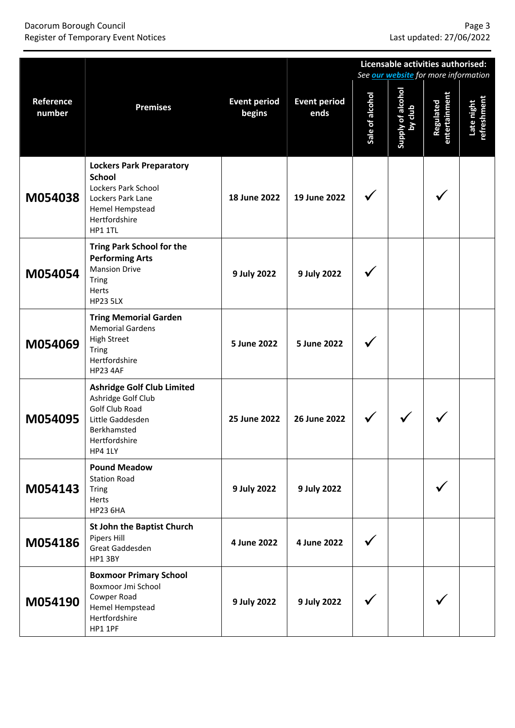| Reference number | Premises | Event period begins | Event period ends | Licensable activities authorised: *See [our website] for more information* | | | |
|---|---|---|---|---|---|---|---|
| | | | | Sale of alcohol | Supply of alcohol by club | Regulated entertainment | Late night refreshment |
| **M054038** | **Lockers Park Preparatory School**<br>Lockers Park School<br>Lockers Park Lane<br>Hemel Hempstead<br>Hertfordshire<br>HP1 1TL | **18 June 2022** | **19 June 2022** | ✓ | | ✓ | |
| **M054054** | **Tring Park School for the Performing Arts**<br>Mansion Drive<br>Tring<br>Herts<br>HP23 5LX | **9 July 2022** | **9 July 2022** | ✓ | | | |
| **M054069** | **Tring Memorial Garden**<br>Memorial Gardens<br>High Street<br>Tring<br>Hertfordshire<br>HP23 4AF | **5 June 2022** | **5 June 2022** | ✓ | | | |
| **M054095** | **Ashridge Golf Club Limited**<br>Ashridge Golf Club<br>Golf Club Road<br>Little Gaddesden<br>Berkhamsted<br>Hertfordshire<br>HP4 1LY | **25 June 2022** | **26 June 2022** | ✓ | ✓ | ✓ | |
| **M054143** | **Pound Meadow**<br>Station Road<br>Tring<br>Herts<br>HP23 6HA | **9 July 2022** | **9 July 2022** | | | ✓ | |
| **M054186** | **St John the Baptist Church**<br>Pipers Hill<br>Great Gaddesden<br>HP1 3BY | **4 June 2022** | **4 June 2022** | ✓ | | | |
| **M054190** | **Boxmoor Primary School**<br>Boxmoor Jmi School<br>Cowper Road<br>Hemel Hempstead<br>Hertfordshire<br>HP1 1PF | **9 July 2022** | **9 July 2022** | ✓ | | ✓ | |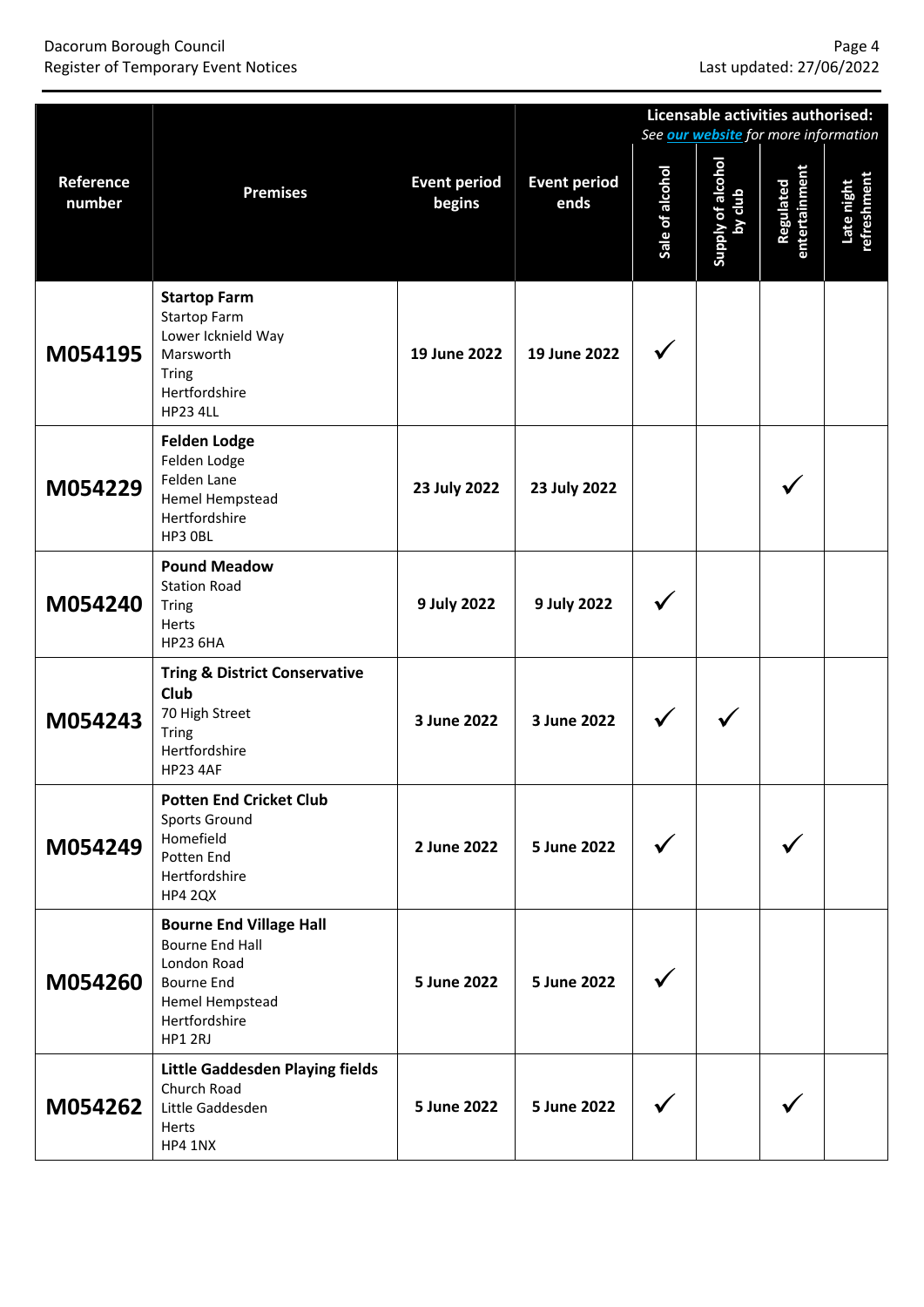| Reference number | Premises | Event period begins | Event period ends | Licensable activities authorised: See *our website* for more information | | | |
|---|---|---|---|---|---|---|---|
| | | | | Sale of alcohol | Supply of alcohol by club | Regulated entertainment | Late night refreshment |
| **M054195** | **Startop Farm**<br>Startop Farm<br>Lower Icknield Way<br>Marsworth<br>Tring<br>Hertfordshire<br>HP23 4LL | **19 June 2022** | **19 June 2022** | ✓ | | | |
| **M054229** | **Felden Lodge**<br>Felden Lodge<br>Felden Lane<br>Hemel Hempstead<br>Hertfordshire<br>HP3 0BL | **23 July 2022** | **23 July 2022** | | | ✓ | |
| **M054240** | **Pound Meadow**<br>Station Road<br>Tring<br>Herts<br>HP23 6HA | **9 July 2022** | **9 July 2022** | ✓ | | | |
| **M054243** | **Tring & District Conservative Club**<br>70 High Street<br>Tring<br>Hertfordshire<br>HP23 4AF | **3 June 2022** | **3 June 2022** | ✓ | ✓ | | |
| **M054249** | **Potten End Cricket Club**<br>Sports Ground<br>Homefield<br>Potten End<br>Hertfordshire<br>HP4 2QX | **2 June 2022** | **5 June 2022** | ✓ | | ✓ | |
| **M054260** | **Bourne End Village Hall**<br>Bourne End Hall<br>London Road<br>Bourne End<br>Hemel Hempstead<br>Hertfordshire<br>HP1 2RJ | **5 June 2022** | **5 June 2022** | ✓ | | | |
| **M054262** | **Little Gaddesden Playing fields**<br>Church Road<br>Little Gaddesden<br>Herts<br>HP4 1NX | **5 June 2022** | **5 June 2022** | ✓ | | ✓ | |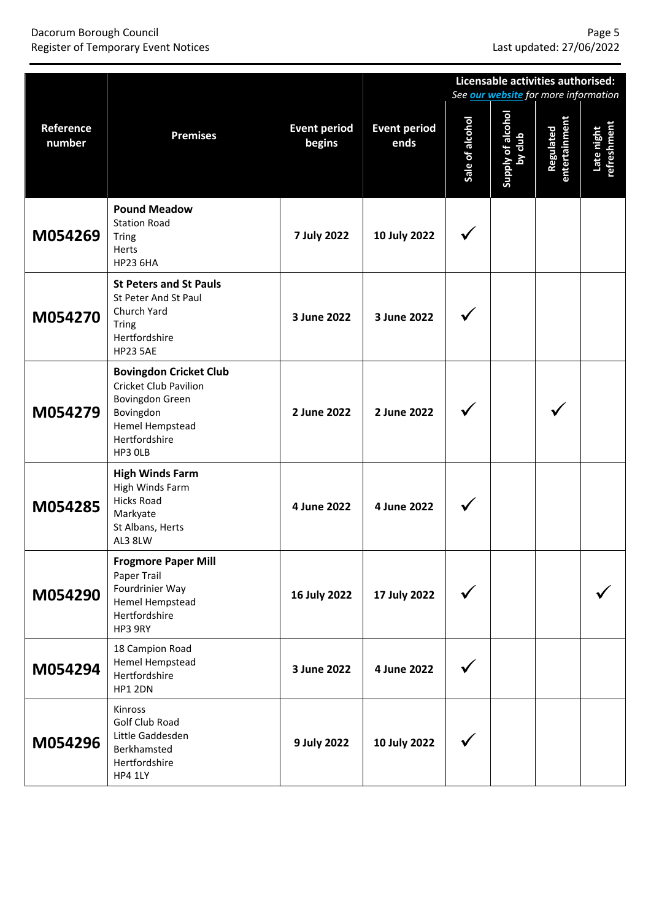| Reference number | Premises | Event period begins | Event period ends | Licensable activities authorised: See [our website](#) for more information | | | |
|---|---|---|---|---|---|---|---|
| | | | | Sale of alcohol | Supply of alcohol by club | Regulated entertainment | Late night refreshment |
| **M054269** | **Pound Meadow**<br>Station Road<br>Tring<br>Herts<br>HP23 6HA | **7 July 2022** | **10 July 2022** | ✓ | | | |
| **M054270** | **St Peters and St Pauls**<br>St Peter And St Paul<br>Church Yard<br>Tring<br>Hertfordshire<br>HP23 5AE | **3 June 2022** | **3 June 2022** | ✓ | | | |
| **M054279** | **Bovingdon Cricket Club**<br>Cricket Club Pavilion<br>Bovingdon Green<br>Bovingdon<br>Hemel Hempstead<br>Hertfordshire<br>HP3 0LB | **2 June 2022** | **2 June 2022** | ✓ | | ✓ | |
| **M054285** | **High Winds Farm**<br>High Winds Farm<br>Hicks Road<br>Markyate<br>St Albans, Herts<br>AL3 8LW | **4 June 2022** | **4 June 2022** | ✓ | | | |
| **M054290** | **Frogmore Paper Mill**<br>Paper Trail<br>Fourdrinier Way<br>Hemel Hempstead<br>Hertfordshire<br>HP3 9RY | **16 July 2022** | **17 July 2022** | ✓ | | | ✓ |
| **M054294** | 18 Campion Road<br>Hemel Hempstead<br>Hertfordshire<br>HP1 2DN | **3 June 2022** | **4 June 2022** | ✓ | | | |
| **M054296** | Kinross<br>Golf Club Road<br>Little Gaddesden<br>Berkhamsted<br>Hertfordshire<br>HP4 1LY | **9 July 2022** | **10 July 2022** | ✓ | | | |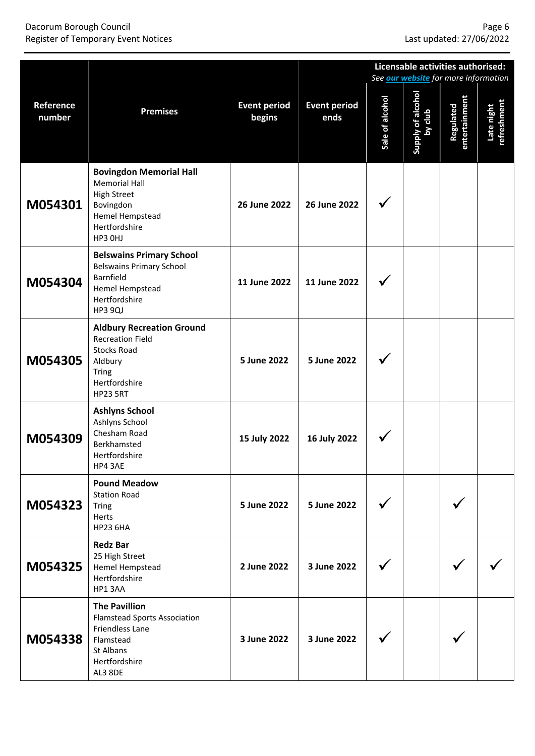| Reference number | Premises | Event period begins | Event period ends | Licensable activities authorised: See **our website** for more information | | | |
|---|---|---|---|---|---|---|---|
| | | | | Sale of alcohol | Supply of alcohol by club | Regulated entertainment | Late night refreshment |
| **M054301** | **Bovingdon Memorial Hall**<br>Memorial Hall<br>High Street<br>Bovingdon<br>Hemel Hempstead<br>Hertfordshire<br>HP3 0HJ | **26 June 2022** | **26 June 2022** | ✓ | | | |
| **M054304** | **Belswains Primary School**<br>Belswains Primary School<br>Barnfield<br>Hemel Hempstead<br>Hertfordshire<br>HP3 9QJ | **11 June 2022** | **11 June 2022** | ✓ | | | |
| **M054305** | **Aldbury Recreation Ground**<br>Recreation Field<br>Stocks Road<br>Aldbury<br>Tring<br>Hertfordshire<br>HP23 5RT | **5 June 2022** | **5 June 2022** | ✓ | | | |
| **M054309** | **Ashlyns School**<br>Ashlyns School<br>Chesham Road<br>Berkhamsted<br>Hertfordshire<br>HP4 3AE | **15 July 2022** | **16 July 2022** | ✓ | | | |
| **M054323** | **Pound Meadow**<br>Station Road<br>Tring<br>Herts<br>HP23 6HA | **5 June 2022** | **5 June 2022** | ✓ | | ✓ | |
| **M054325** | **Redz Bar**<br>25 High Street<br>Hemel Hempstead<br>Hertfordshire<br>HP1 3AA | **2 June 2022** | **3 June 2022** | ✓ | | ✓ | ✓ |
| **M054338** | **The Pavillion**<br>Flamstead Sports Association<br>Friendless Lane<br>Flamstead<br>St Albans<br>Hertfordshire<br>AL3 8DE | **3 June 2022** | **3 June 2022** | ✓ | | ✓ | |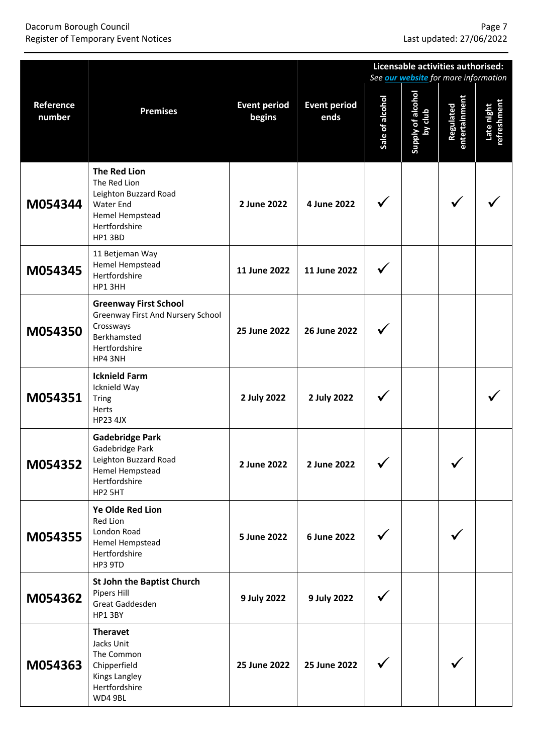| Reference number | Premises | Event period begins | Event period ends | Licensable activities authorised: See *our website* for more information | | | |
|---|---|---|---|---|---|---|---|
| | | | | Sale of alcohol | Supply of alcohol by club | Regulated entertainment | Late night refreshment |
| **M054344** | **The Red Lion**<br>The Red Lion<br>Leighton Buzzard Road<br>Water End<br>Hemel Hempstead<br>Hertfordshire<br>HP1 3BD | **2 June 2022** | **4 June 2022** | ✓ | | ✓ | ✓ |
| **M054345** | 11 Betjeman Way<br>Hemel Hempstead<br>Hertfordshire<br>HP1 3HH | **11 June 2022** | **11 June 2022** | ✓ | | | |
| **M054350** | **Greenway First School**<br>Greenway First And Nursery School<br>Crossways<br>Berkhamsted<br>Hertfordshire<br>HP4 3NH | **25 June 2022** | **26 June 2022** | ✓ | | | |
| **M054351** | **Icknield Farm**<br>Icknield Way<br>Tring<br>Herts<br>HP23 4JX | **2 July 2022** | **2 July 2022** | ✓ | | | ✓ |
| **M054352** | **Gadebridge Park**<br>Gadebridge Park<br>Leighton Buzzard Road<br>Hemel Hempstead<br>Hertfordshire<br>HP2 5HT | **2 June 2022** | **2 June 2022** | ✓ | | ✓ | |
| **M054355** | **Ye Olde Red Lion**<br>Red Lion<br>London Road<br>Hemel Hempstead<br>Hertfordshire<br>HP3 9TD | **5 June 2022** | **6 June 2022** | ✓ | | ✓ | |
| **M054362** | **St John the Baptist Church**<br>Pipers Hill<br>Great Gaddesden<br>HP1 3BY | **9 July 2022** | **9 July 2022** | ✓ | | | |
| **M054363** | **Theravet**<br>Jacks Unit<br>The Common<br>Chipperfield<br>Kings Langley<br>Hertfordshire<br>WD4 9BL | **25 June 2022** | **25 June 2022** | ✓ | | ✓ | |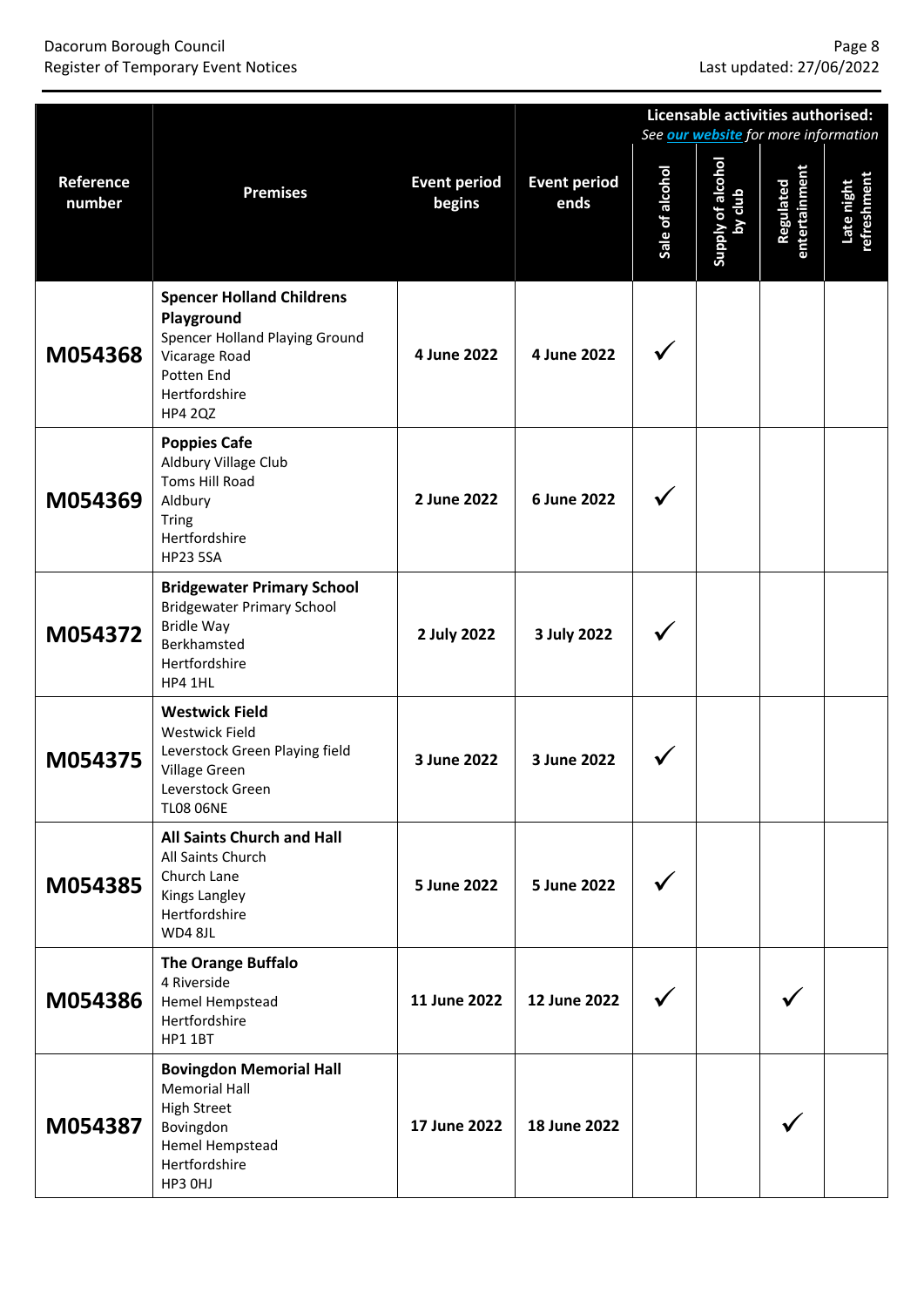| Reference number | Premises | Event period begins | Event period ends | Licensable activities authorised: See *our website* for more information | | | |
|---|---|---|---|---|---|---|---|
| | | | | Sale of alcohol | Supply of alcohol by club | Regulated entertainment | Late night refreshment |
| **M054368** | **Spencer Holland Childrens Playground**<br>Spencer Holland Playing Ground<br>Vicarage Road<br>Potten End<br>Hertfordshire<br>HP4 2QZ | **4 June 2022** | **4 June 2022** | ✓ | | | |
| **M054369** | **Poppies Cafe**<br>Aldbury Village Club<br>Toms Hill Road<br>Aldbury<br>Tring<br>Hertfordshire<br>HP23 5SA | **2 June 2022** | **6 June 2022** | ✓ | | | |
| **M054372** | **Bridgewater Primary School**<br>Bridgewater Primary School<br>Bridle Way<br>Berkhamsted<br>Hertfordshire<br>HP4 1HL | **2 July 2022** | **3 July 2022** | ✓ | | | |
| **M054375** | **Westwick Field**<br>Westwick Field<br>Leverstock Green Playing field<br>Village Green<br>Leverstock Green<br>TL08 06NE | **3 June 2022** | **3 June 2022** | ✓ | | | |
| **M054385** | **All Saints Church and Hall**<br>All Saints Church<br>Church Lane<br>Kings Langley<br>Hertfordshire<br>WD4 8JL | **5 June 2022** | **5 June 2022** | ✓ | | | |
| **M054386** | **The Orange Buffalo**<br>4 Riverside<br>Hemel Hempstead<br>Hertfordshire<br>HP1 1BT | **11 June 2022** | **12 June 2022** | ✓ | | ✓ | |
| **M054387** | **Bovingdon Memorial Hall**<br>Memorial Hall<br>High Street<br>Bovingdon<br>Hemel Hempstead<br>Hertfordshire<br>HP3 0HJ | **17 June 2022** | **18 June 2022** | | | ✓ | |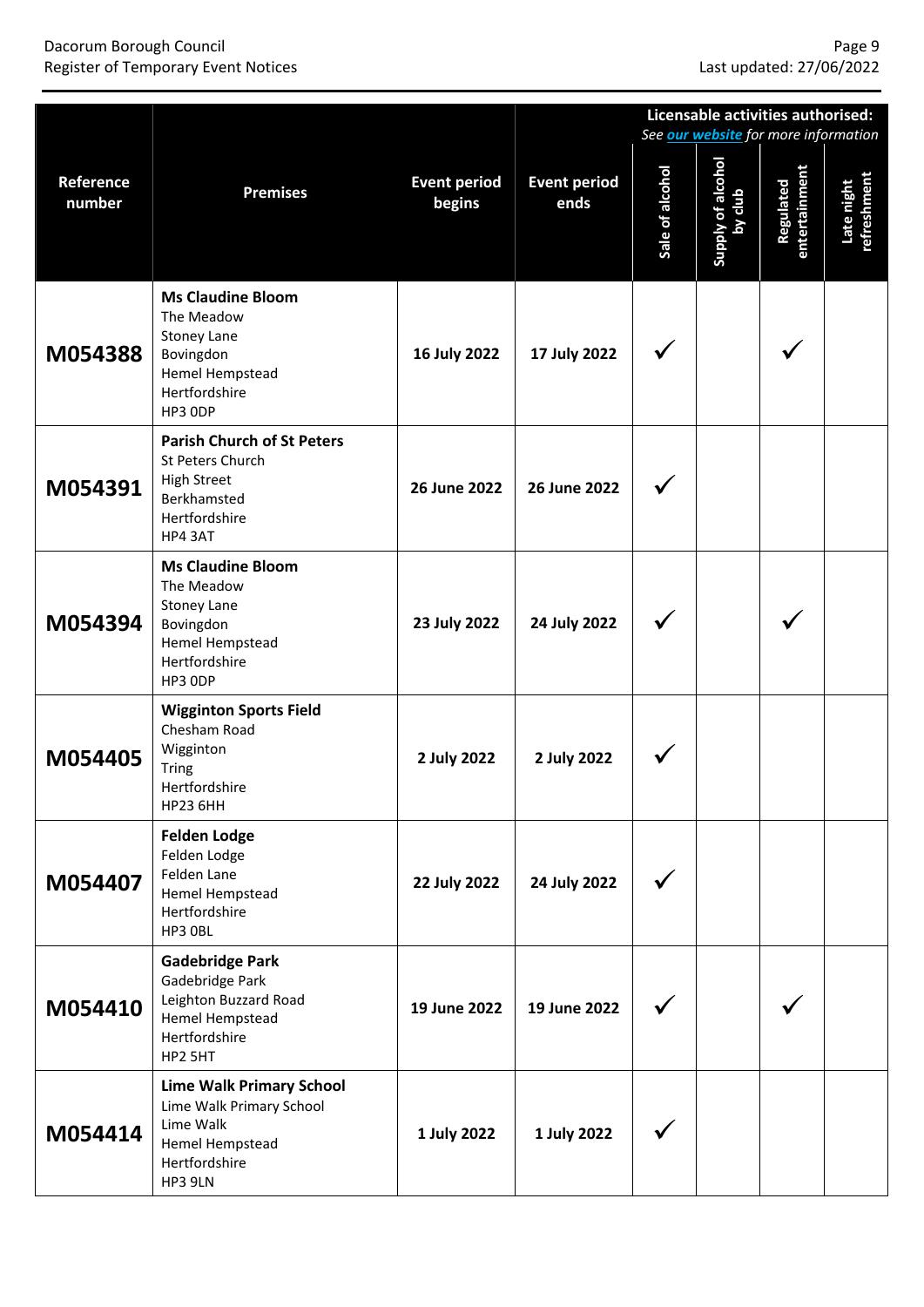| Reference number | Premises | Event period begins | Event period ends | Licensable activities authorised: See **our website** for more information | | | |
|---|---|---|---|---|---|---|---|
| | | | | Sale of alcohol | Supply of alcohol by club | Regulated entertainment | Late night refreshment |
| **M054388** | **Ms Claudine Bloom**<br>The Meadow<br>Stoney Lane<br>Bovingdon<br>Hemel Hempstead<br>Hertfordshire<br>HP3 0DP | **16 July 2022** | **17 July 2022** | ✓ | | ✓ | |
| **M054391** | **Parish Church of St Peters**<br>St Peters Church<br>High Street<br>Berkhamsted<br>Hertfordshire<br>HP4 3AT | **26 June 2022** | **26 June 2022** | ✓ | | | |
| **M054394** | **Ms Claudine Bloom**<br>The Meadow<br>Stoney Lane<br>Bovingdon<br>Hemel Hempstead<br>Hertfordshire<br>HP3 0DP | **23 July 2022** | **24 July 2022** | ✓ | | ✓ | |
| **M054405** | **Wigginton Sports Field**<br>Chesham Road<br>Wigginton<br>Tring<br>Hertfordshire<br>HP23 6HH | **2 July 2022** | **2 July 2022** | ✓ | | | |
| **M054407** | **Felden Lodge**<br>Felden Lodge<br>Felden Lane<br>Hemel Hempstead<br>Hertfordshire<br>HP3 0BL | **22 July 2022** | **24 July 2022** | ✓ | | | |
| **M054410** | **Gadebridge Park**<br>Gadebridge Park<br>Leighton Buzzard Road<br>Hemel Hempstead<br>Hertfordshire<br>HP2 5HT | **19 June 2022** | **19 June 2022** | ✓ | | ✓ | |
| **M054414** | **Lime Walk Primary School**<br>Lime Walk Primary School<br>Lime Walk<br>Hemel Hempstead<br>Hertfordshire<br>HP3 9LN | **1 July 2022** | **1 July 2022** | ✓ | | | |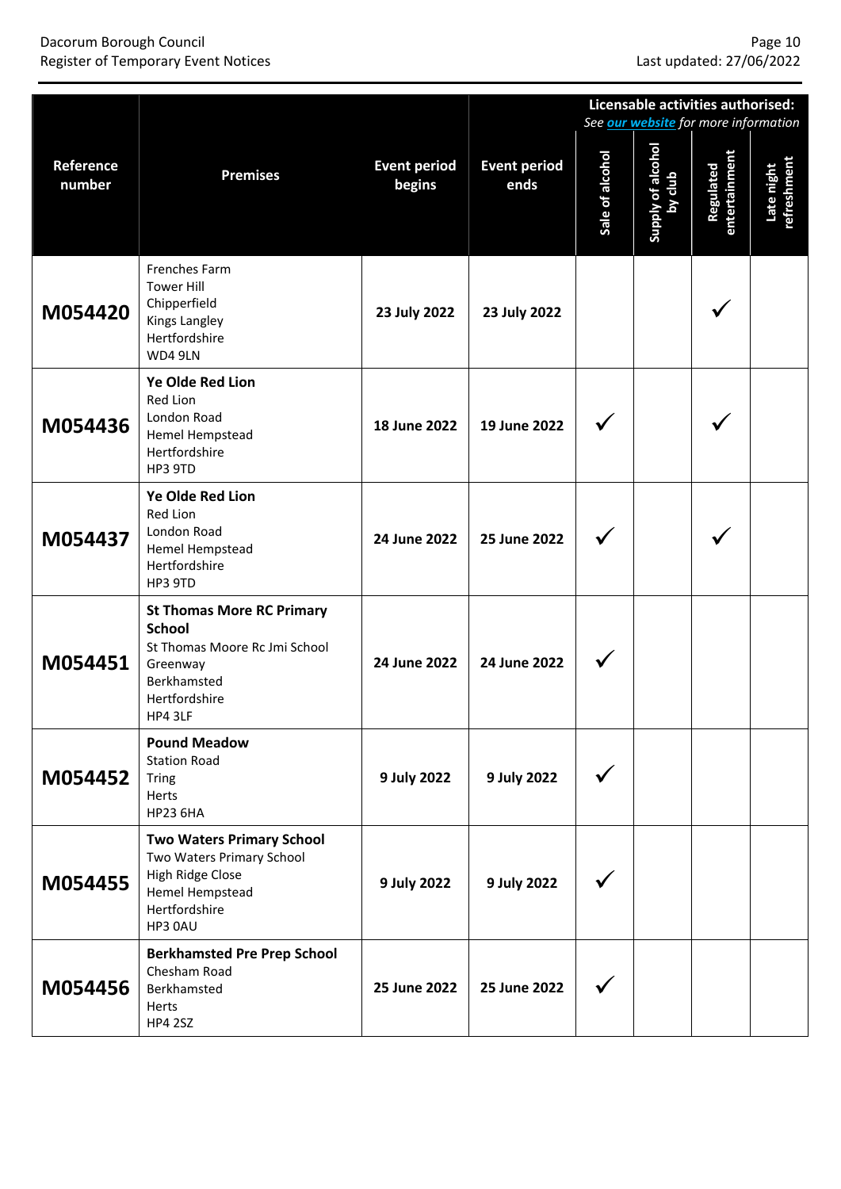| Reference number | Premises | Event period begins | Event period ends | Licensable activities authorised: *See **our website** for more information* | | | |
|---|---|---|---|---|---|---|---|
| | | | | Sale of alcohol | Supply of alcohol by club | Regulated entertainment | Late night refreshment |
| **M054420** | Frenches Farm<br>Tower Hill<br>Chipperfield<br>Kings Langley<br>Hertfordshire<br>WD4 9LN | **23 July 2022** | **23 July 2022** | | | ✓ | |
| **M054436** | **Ye Olde Red Lion**<br>Red Lion<br>London Road<br>Hemel Hempstead<br>Hertfordshire<br>HP3 9TD | **18 June 2022** | **19 June 2022** | ✓ | | ✓ | |
| **M054437** | **Ye Olde Red Lion**<br>Red Lion<br>London Road<br>Hemel Hempstead<br>Hertfordshire<br>HP3 9TD | **24 June 2022** | **25 June 2022** | ✓ | | ✓ | |
| **M054451** | **St Thomas More RC Primary School**<br>St Thomas Moore Rc Jmi School<br>Greenway<br>Berkhamsted<br>Hertfordshire<br>HP4 3LF | **24 June 2022** | **24 June 2022** | ✓ | | | |
| **M054452** | **Pound Meadow**<br>Station Road<br>Tring<br>Herts<br>HP23 6HA | **9 July 2022** | **9 July 2022** | ✓ | | | |
| **M054455** | **Two Waters Primary School**<br>Two Waters Primary School<br>High Ridge Close<br>Hemel Hempstead<br>Hertfordshire<br>HP3 0AU | **9 July 2022** | **9 July 2022** | ✓ | | | |
| **M054456** | **Berkhamsted Pre Prep School**<br>Chesham Road<br>Berkhamsted<br>Herts<br>HP4 2SZ | **25 June 2022** | **25 June 2022** | ✓ | | | |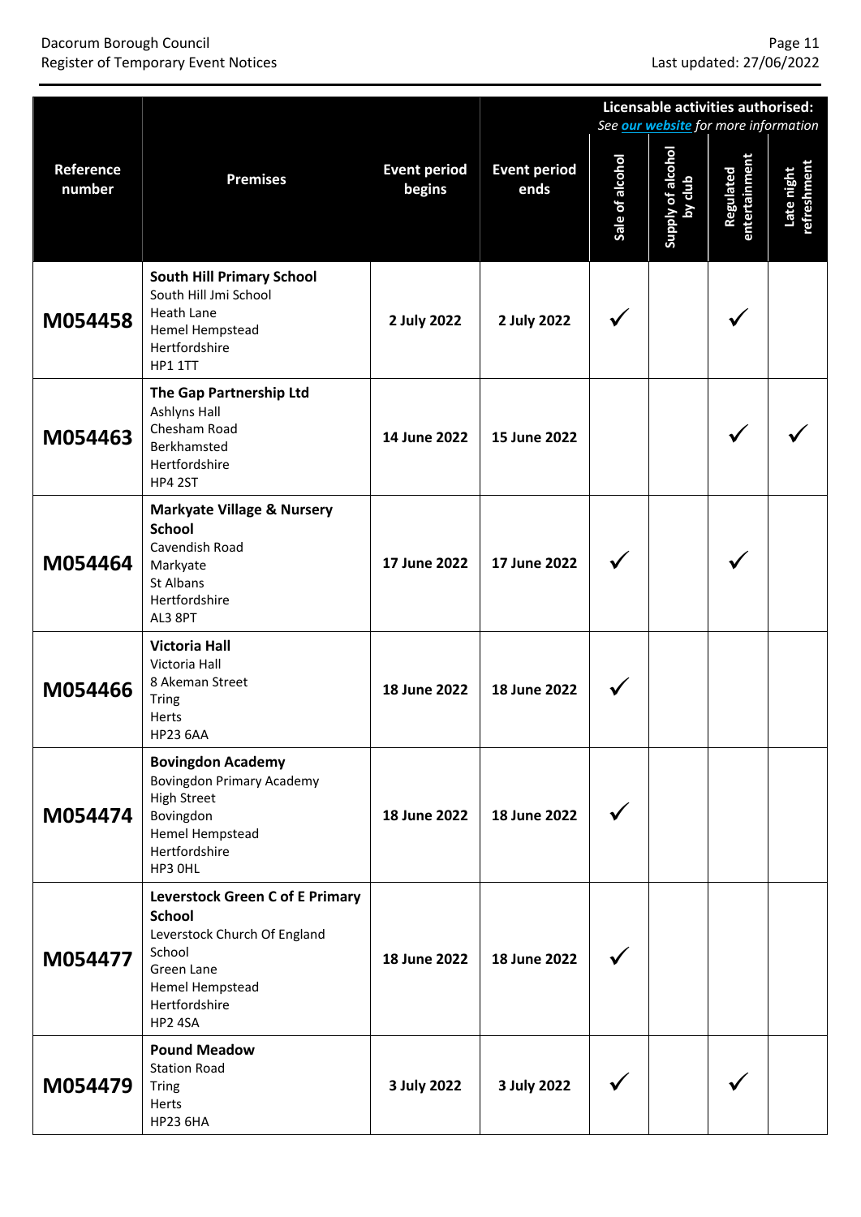| Reference number | Premises | Event period begins | Event period ends | Licensable activities authorised: *See **our website** for more information* | | | |
|---|---|---|---|---|---|---|---|
| | | | | Sale of alcohol | Supply of alcohol by club | Regulated entertainment | Late night refreshment |
| **M054458** | **South Hill Primary School**<br>South Hill Jmi School<br>Heath Lane<br>Hemel Hempstead<br>Hertfordshire<br>HP1 1TT | **2 July 2022** | **2 July 2022** | ✓ | | ✓ | |
| **M054463** | **The Gap Partnership Ltd**<br>Ashlyns Hall<br>Chesham Road<br>Berkhamsted<br>Hertfordshire<br>HP4 2ST | **14 June 2022** | **15 June 2022** | | | ✓ | ✓ |
| **M054464** | **Markyate Village & Nursery School**<br>Cavendish Road<br>Markyate<br>St Albans<br>Hertfordshire<br>AL3 8PT | **17 June 2022** | **17 June 2022** | ✓ | | ✓ | |
| **M054466** | **Victoria Hall**<br>Victoria Hall<br>8 Akeman Street<br>Tring<br>Herts<br>HP23 6AA | **18 June 2022** | **18 June 2022** | ✓ | | | |
| **M054474** | **Bovingdon Academy**<br>Bovingdon Primary Academy<br>High Street<br>Bovingdon<br>Hemel Hempstead<br>Hertfordshire<br>HP3 0HL | **18 June 2022** | **18 June 2022** | ✓ | | | |
| **M054477** | **Leverstock Green C of E Primary School**<br>Leverstock Church Of England School<br>Green Lane<br>Hemel Hempstead<br>Hertfordshire<br>HP2 4SA | **18 June 2022** | **18 June 2022** | ✓ | | | |
| **M054479** | **Pound Meadow**<br>Station Road<br>Tring<br>Herts<br>HP23 6HA | **3 July 2022** | **3 July 2022** | ✓ | | ✓ | |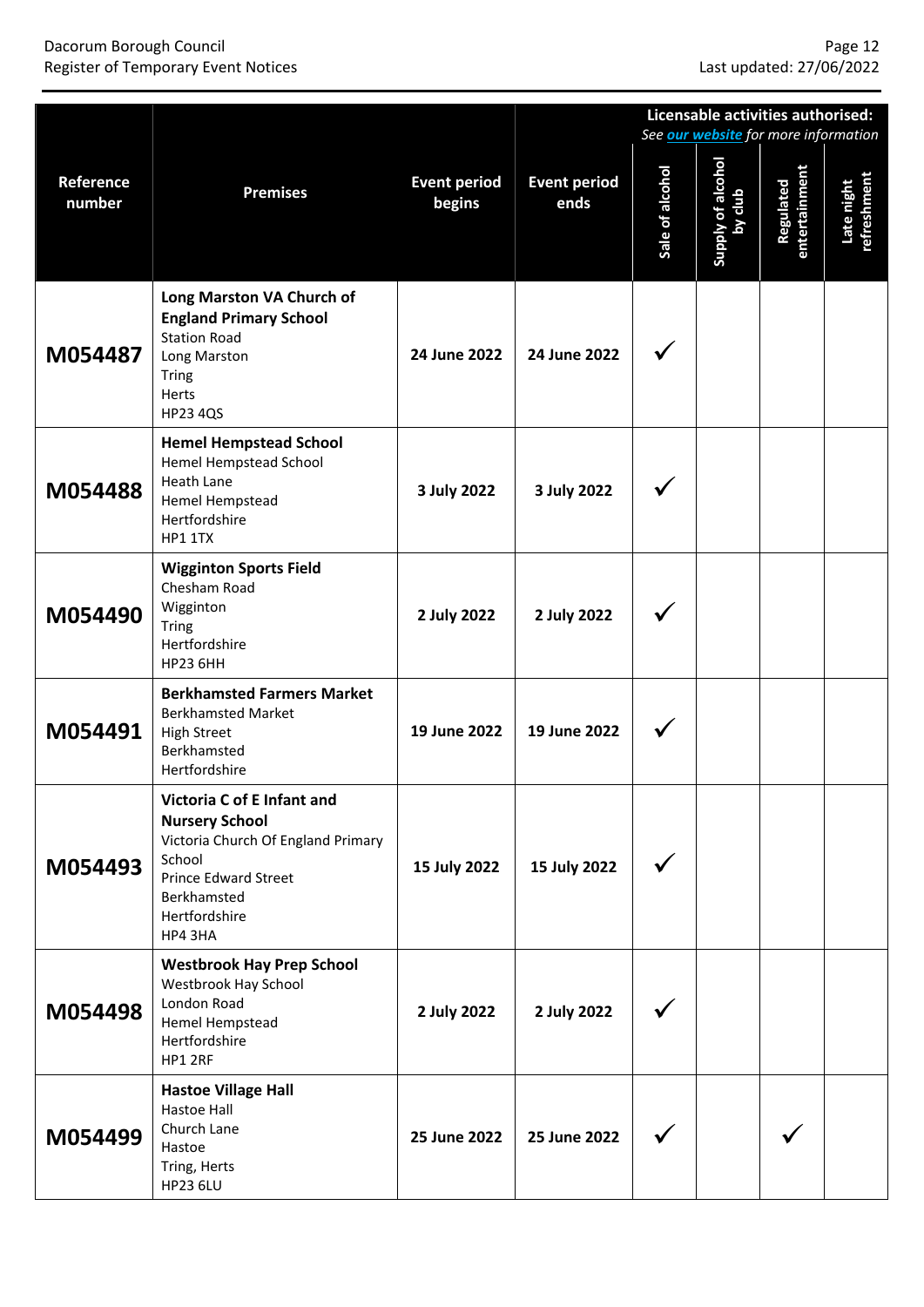| Reference number | Premises | Event period begins | Event period ends | Licensable activities authorised: See **our website** for more information | | | |
|---|---|---|---|---|---|---|---|
| | | | | Sale of alcohol | Supply of alcohol by club | Regulated entertainment | Late night refreshment |
| **M054487** | **Long Marston VA Church of England Primary School**<br>Station Road<br>Long Marston<br>Tring<br>Herts<br>HP23 4QS | **24 June 2022** | **24 June 2022** | ✓ | | | |
| **M054488** | **Hemel Hempstead School**<br>Hemel Hempstead School<br>Heath Lane<br>Hemel Hempstead<br>Hertfordshire<br>HP1 1TX | **3 July 2022** | **3 July 2022** | ✓ | | | |
| **M054490** | **Wigginton Sports Field**<br>Chesham Road<br>Wigginton<br>Tring<br>Hertfordshire<br>HP23 6HH | **2 July 2022** | **2 July 2022** | ✓ | | | |
| **M054491** | **Berkhamsted Farmers Market**<br>Berkhamsted Market<br>High Street<br>Berkhamsted<br>Hertfordshire | **19 June 2022** | **19 June 2022** | ✓ | | | |
| **M054493** | **Victoria C of E Infant and Nursery School**<br>Victoria Church Of England Primary School<br>Prince Edward Street<br>Berkhamsted<br>Hertfordshire<br>HP4 3HA | **15 July 2022** | **15 July 2022** | ✓ | | | |
| **M054498** | **Westbrook Hay Prep School**<br>Westbrook Hay School<br>London Road<br>Hemel Hempstead<br>Hertfordshire<br>HP1 2RF | **2 July 2022** | **2 July 2022** | ✓ | | | |
| **M054499** | **Hastoe Village Hall**<br>Hastoe Hall<br>Church Lane<br>Hastoe<br>Tring, Herts<br>HP23 6LU | **25 June 2022** | **25 June 2022** | ✓ | | ✓ | |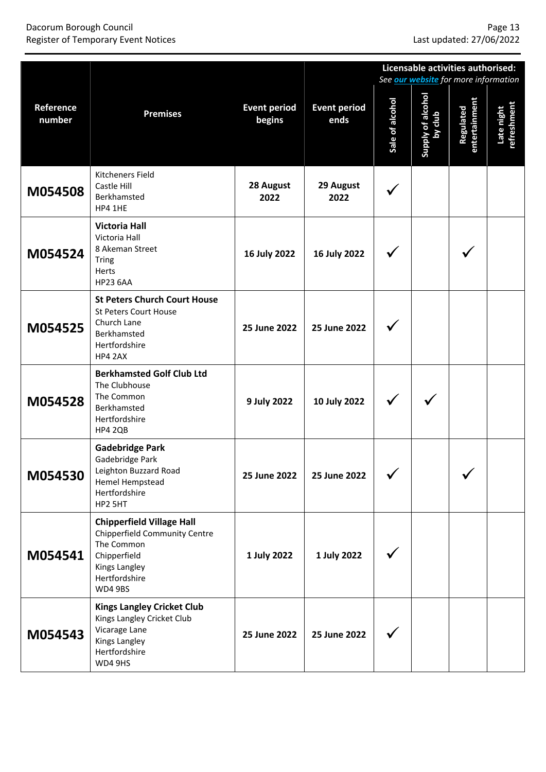| Reference number | Premises | Event period begins | Event period ends | Licensable activities authorised: *See our website for more information* | | | |
|---|---|---|---|---|---|---|---|
| | | | | Sale of alcohol | Supply of alcohol by club | Regulated entertainment | Late night refreshment |
| **M054508** | Kitcheners Field<br>Castle Hill<br>Berkhamsted<br>HP4 1HE | **28 August 2022** | **29 August 2022** | ✓ | | | |
| **M054524** | **Victoria Hall**<br>Victoria Hall<br>8 Akeman Street<br>Tring<br>Herts<br>HP23 6AA | **16 July 2022** | **16 July 2022** | ✓ | | ✓ | |
| **M054525** | **St Peters Church Court House**<br>St Peters Court House<br>Church Lane<br>Berkhamsted<br>Hertfordshire<br>HP4 2AX | **25 June 2022** | **25 June 2022** | ✓ | | | |
| **M054528** | **Berkhamsted Golf Club Ltd**<br>The Clubhouse<br>The Common<br>Berkhamsted<br>Hertfordshire<br>HP4 2QB | **9 July 2022** | **10 July 2022** | ✓ | ✓ | | |
| **M054530** | **Gadebridge Park**<br>Gadebridge Park<br>Leighton Buzzard Road<br>Hemel Hempstead<br>Hertfordshire<br>HP2 5HT | **25 June 2022** | **25 June 2022** | ✓ | | ✓ | |
| **M054541** | **Chipperfield Village Hall**<br>Chipperfield Community Centre<br>The Common<br>Chipperfield<br>Kings Langley<br>Hertfordshire<br>WD4 9BS | **1 July 2022** | **1 July 2022** | ✓ | | | |
| **M054543** | **Kings Langley Cricket Club**<br>Kings Langley Cricket Club<br>Vicarage Lane<br>Kings Langley<br>Hertfordshire<br>WD4 9HS | **25 June 2022** | **25 June 2022** | ✓ | | | |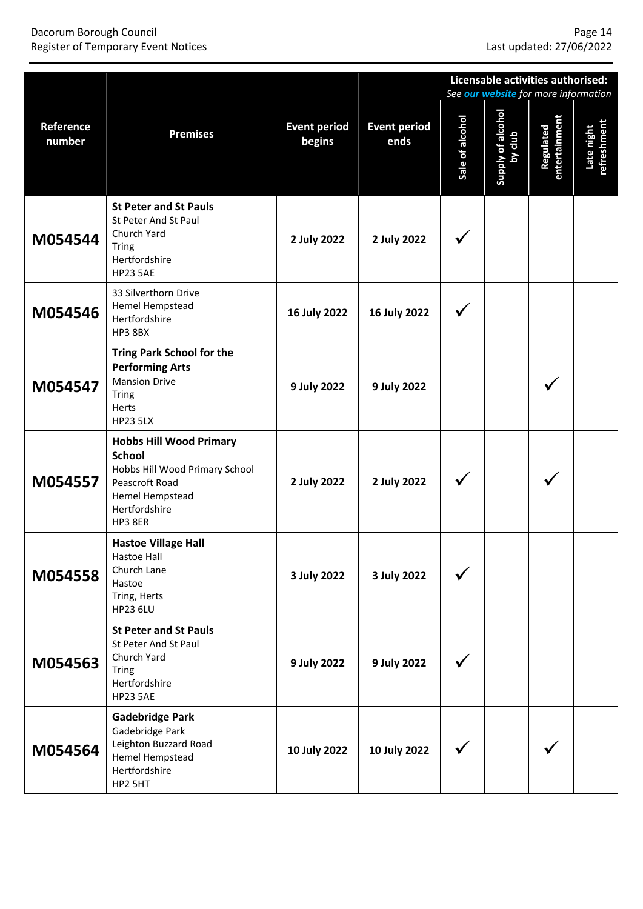| Reference number | Premises | Event period begins | Event period ends | Licensable activities authorised: *See [our website] for more information* | | | |
|---|---|---|---|---|---|---|---|
| | | | | Sale of alcohol | Supply of alcohol by club | Regulated entertainment | Late night refreshment |
| **M054544** | **St Peter and St Pauls**<br>St Peter And St Paul<br>Church Yard<br>Tring<br>Hertfordshire<br>HP23 5AE | **2 July 2022** | **2 July 2022** | ✓ | | | |
| **M054546** | 33 Silverthorn Drive<br>Hemel Hempstead<br>Hertfordshire<br>HP3 8BX | **16 July 2022** | **16 July 2022** | ✓ | | | |
| **M054547** | **Tring Park School for the Performing Arts**<br>Mansion Drive<br>Tring<br>Herts<br>HP23 5LX | **9 July 2022** | **9 July 2022** | | | ✓ | |
| **M054557** | **Hobbs Hill Wood Primary School**<br>Hobbs Hill Wood Primary School<br>Peascroft Road<br>Hemel Hempstead<br>Hertfordshire<br>HP3 8ER | **2 July 2022** | **2 July 2022** | ✓ | | ✓ | |
| **M054558** | **Hastoe Village Hall**<br>Hastoe Hall<br>Church Lane<br>Hastoe<br>Tring, Herts<br>HP23 6LU | **3 July 2022** | **3 July 2022** | ✓ | | | |
| **M054563** | **St Peter and St Pauls**<br>St Peter And St Paul<br>Church Yard<br>Tring<br>Hertfordshire<br>HP23 5AE | **9 July 2022** | **9 July 2022** | ✓ | | | |
| **M054564** | **Gadebridge Park**<br>Gadebridge Park<br>Leighton Buzzard Road<br>Hemel Hempstead<br>Hertfordshire<br>HP2 5HT | **10 July 2022** | **10 July 2022** | ✓ | | ✓ | |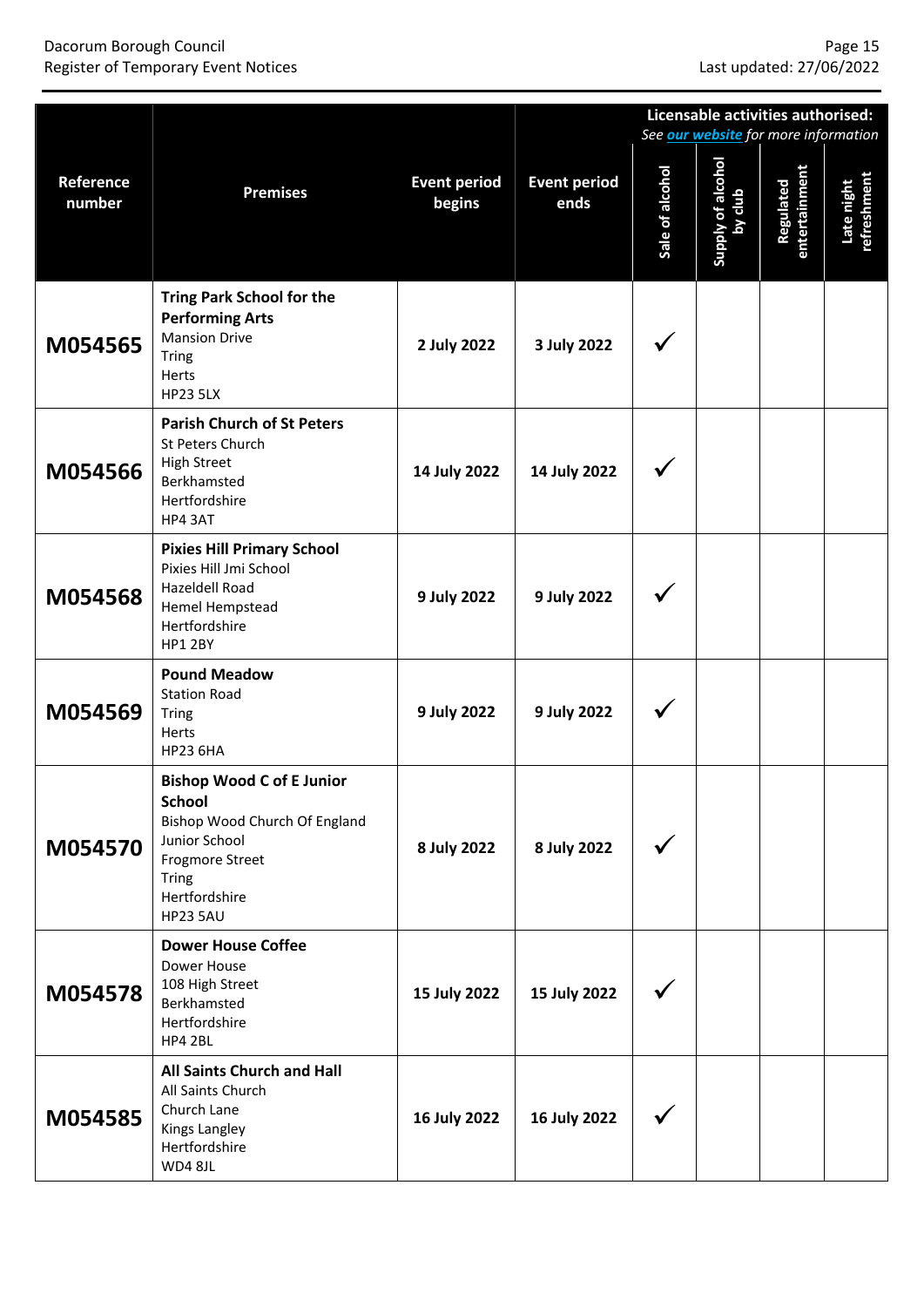| Reference number | Premises | Event period begins | Event period ends | Licensable activities authorised: See *our website* for more information | | | |
|---|---|---|---|---|---|---|---|
| | | | | Sale of alcohol | Supply of alcohol by club | Regulated entertainment | Late night refreshment |
| **M054565** | **Tring Park School for the Performing Arts**<br>Mansion Drive<br>Tring<br>Herts<br>HP23 5LX | **2 July 2022** | **3 July 2022** | ✓ | | | |
| **M054566** | **Parish Church of St Peters**<br>St Peters Church<br>High Street<br>Berkhamsted<br>Hertfordshire<br>HP4 3AT | **14 July 2022** | **14 July 2022** | ✓ | | | |
| **M054568** | **Pixies Hill Primary School**<br>Pixies Hill Jmi School<br>Hazeldell Road<br>Hemel Hempstead<br>Hertfordshire<br>HP1 2BY | **9 July 2022** | **9 July 2022** | ✓ | | | |
| **M054569** | **Pound Meadow**<br>Station Road<br>Tring<br>Herts<br>HP23 6HA | **9 July 2022** | **9 July 2022** | ✓ | | | |
| **M054570** | **Bishop Wood C of E Junior School**<br>Bishop Wood Church Of England Junior School<br>Frogmore Street<br>Tring<br>Hertfordshire<br>HP23 5AU | **8 July 2022** | **8 July 2022** | ✓ | | | |
| **M054578** | **Dower House Coffee**<br>Dower House<br>108 High Street<br>Berkhamsted<br>Hertfordshire<br>HP4 2BL | **15 July 2022** | **15 July 2022** | ✓ | | | |
| **M054585** | **All Saints Church and Hall**<br>All Saints Church<br>Church Lane<br>Kings Langley<br>Hertfordshire<br>WD4 8JL | **16 July 2022** | **16 July 2022** | ✓ | | | |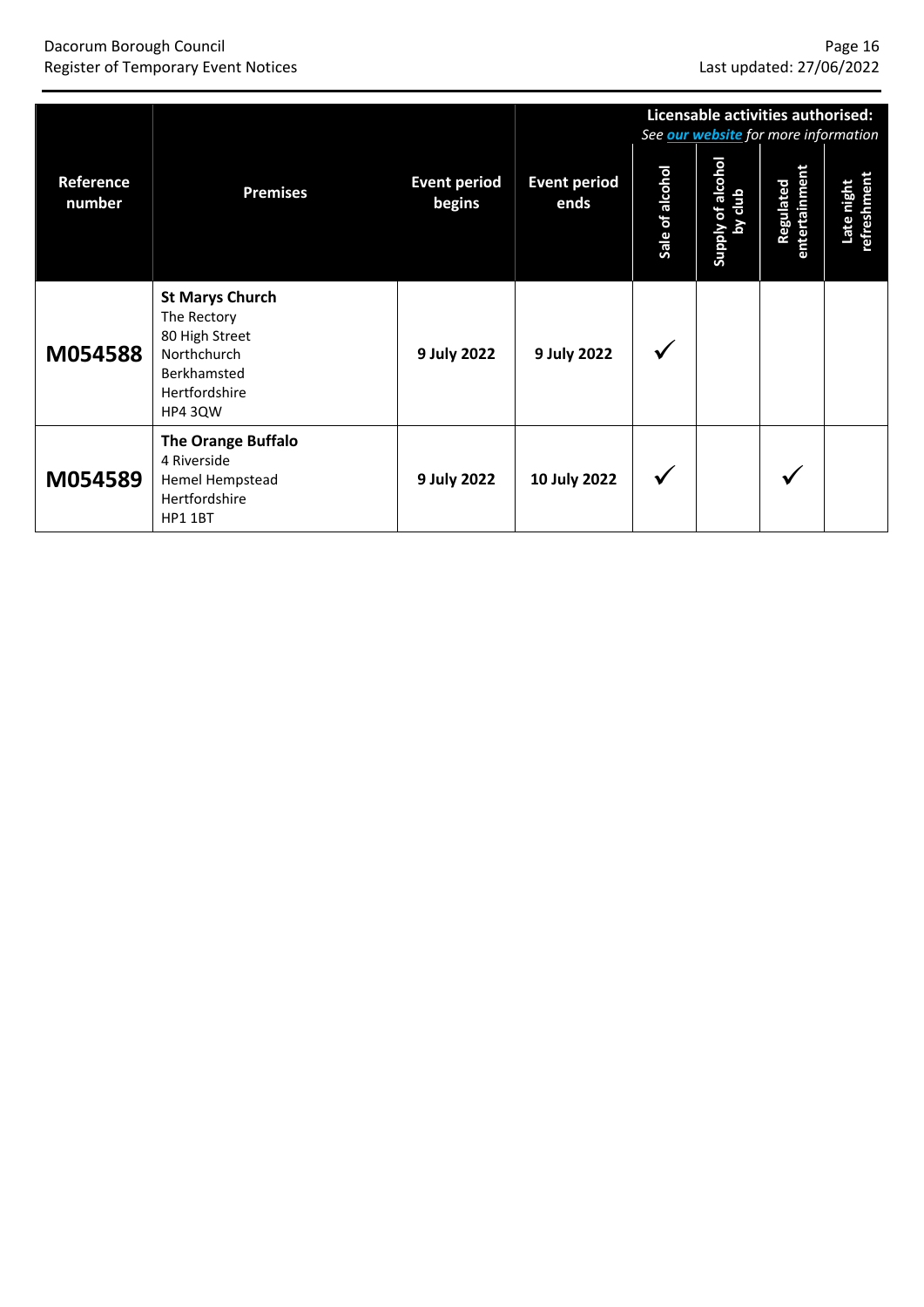| Reference number | Premises | Event period begins | Event period ends | Licensable activities authorised: See **our website** for more information | | | |
|---|---|---|---|---|---|---|---|
| | | | | Sale of alcohol | Supply of alcohol by club | Regulated entertainment | Late night refreshment |
| **M054588** | **St Marys Church**<br>The Rectory<br>80 High Street<br>Northchurch<br>Berkhamsted<br>Hertfordshire<br>HP4 3QW | **9 July 2022** | **9 July 2022** | ✓ | | | |
| **M054589** | **The Orange Buffalo**<br>4 Riverside<br>Hemel Hempstead<br>Hertfordshire<br>HP1 1BT | **9 July 2022** | **10 July 2022** | ✓ | | ✓ | |